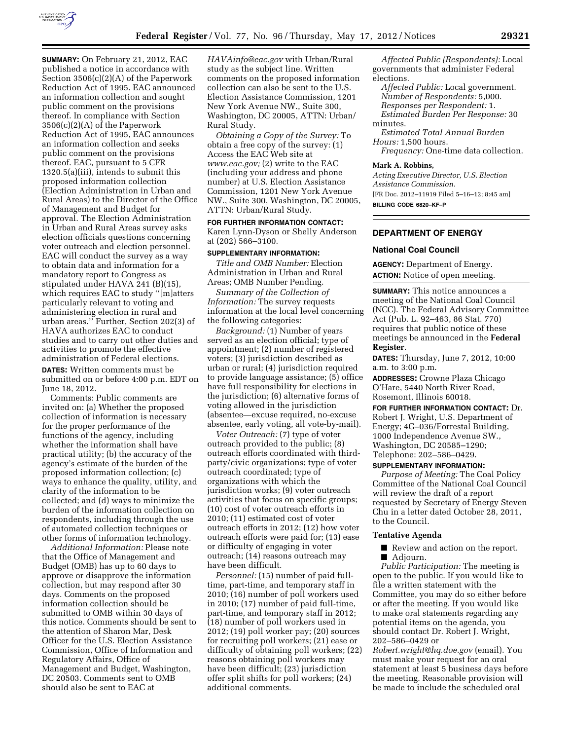**SUMMARY:** On February 21, 2012, EAC published a notice in accordance with Section 3506(c)(2)(A) of the Paperwork Reduction Act of 1995. EAC announced an information collection and sought public comment on the provisions thereof. In compliance with Section 3506(c)(2)(A) of the Paperwork Reduction Act of 1995, EAC announces an information collection and seeks public comment on the provisions thereof. EAC, pursuant to 5 CFR 1320.5(a)(iii), intends to submit this proposed information collection (Election Administration in Urban and Rural Areas) to the Director of the Office of Management and Budget for approval. The Election Administration in Urban and Rural Areas survey asks election officials questions concerning voter outreach and election personnel. EAC will conduct the survey as a way to obtain data and information for a mandatory report to Congress as stipulated under HAVA 241 (B)(15), which requires EAC to study ''[m]atters particularly relevant to voting and administering election in rural and urban areas.'' Further, Section 202(3) of HAVA authorizes EAC to conduct studies and to carry out other duties and activities to promote the effective administration of Federal elections.

**DATES:** Written comments must be submitted on or before 4:00 p.m. EDT on June 18, 2012.

Comments: Public comments are invited on: (a) Whether the proposed collection of information is necessary for the proper performance of the functions of the agency, including whether the information shall have practical utility; (b) the accuracy of the agency's estimate of the burden of the proposed information collection; (c) ways to enhance the quality, utility, and clarity of the information to be collected; and (d) ways to minimize the burden of the information collection on respondents, including through the use of automated collection techniques or other forms of information technology.

*Additional Information:* Please note that the Office of Management and Budget (OMB) has up to 60 days to approve or disapprove the information collection, but may respond after 30 days. Comments on the proposed information collection should be submitted to OMB within 30 days of this notice. Comments should be sent to the attention of Sharon Mar, Desk Officer for the U.S. Election Assistance Commission, Office of Information and Regulatory Affairs, Office of Management and Budget, Washington, DC 20503. Comments sent to OMB should also be sent to EAC at *HAVAinfo@eac.gov* with Urban/Rural study as the subject line. Written comments on the proposed information collection can also be sent to the U.S. Election Assistance Commission, 1201 New York Avenue NW., Suite 300, Washington, DC 20005, ATTN: Urban/Rural Study.

*Obtaining a Copy of the Survey:* To obtain a free copy of the survey: (1) Access the EAC Web site at *www.eac.gov;* (2) write to the EAC (including your address and phone number) at U.S. Election Assistance Commission, 1201 New York Avenue NW., Suite 300, Washington, DC 20005, ATTN: Urban/Rural Study.

**FOR FURTHER INFORMATION CONTACT:** Karen Lynn-Dyson or Shelly Anderson at (202) 566–3100.

**SUPPLEMENTARY INFORMATION:**

*Title and OMB Number:* Election Administration in Urban and Rural Areas; OMB Number Pending.

*Summary of the Collection of Information:* The survey requests information at the local level concerning the following categories:

*Background:* (1) Number of years served as an election official; type of appointment; (2) number of registered voters; (3) jurisdiction described as urban or rural; (4) jurisdiction required to provide language assistance; (5) office have full responsibility for elections in the jurisdiction; (6) alternative forms of voting allowed in the jurisdiction (absentee—excuse required, no-excuse absentee, early voting, all vote-by-mail).

*Voter Outreach:* (7) type of voter outreach provided to the public; (8) outreach efforts coordinated with third-party/civic organizations; type of voter outreach coordinated; type of organizations with which the jurisdiction works; (9) voter outreach activities that focus on specific groups; (10) cost of voter outreach efforts in 2010; (11) estimated cost of voter outreach efforts in 2012; (12) how voter outreach efforts were paid for; (13) ease or difficulty of engaging in voter outreach; (14) reasons outreach may have been difficult.

*Personnel:* (15) number of paid full-time, part-time, and temporary staff in 2010; (16) number of poll workers used in 2010; (17) number of paid full-time, part-time, and temporary staff in 2012; (18) number of poll workers used in 2012; (19) poll worker pay; (20) sources for recruiting poll workers; (21) ease or difficulty of obtaining poll workers; (22) reasons obtaining poll workers may have been difficult; (23) jurisdiction offer split shifts for poll workers; (24) additional comments.

*Affected Public (Respondents):* Local governments that administer Federal elections.

*Affected Public:* Local government.

*Number of Respondents:* 5,000.

*Responses per Respondent:* 1.

*Estimated Burden Per Response:* 30 minutes.

*Estimated Total Annual Burden Hours:* 1,500 hours.

*Frequency:* One-time data collection.

**Mark A. Robbins,**

*Acting Executive Director, U.S. Election Assistance Commission.*

[FR Doc. 2012–11919 Filed 5–16–12; 8:45 am]

**BILLING CODE 6820–KF–P**

## DEPARTMENT OF ENERGY

### National Coal Council

**AGENCY:** Department of Energy.

**ACTION:** Notice of open meeting.

**SUMMARY:** This notice announces a meeting of the National Coal Council (NCC). The Federal Advisory Committee Act (Pub. L. 92–463, 86 Stat. 770) requires that public notice of these meetings be announced in the **Federal Register**.

**DATES:** Thursday, June 7, 2012, 10:00 a.m. to 3:00 p.m.

**ADDRESSES:** Crowne Plaza Chicago O'Hare, 5440 North River Road, Rosemont, Illinois 60018.

**FOR FURTHER INFORMATION CONTACT:** Dr. Robert J. Wright, U.S. Department of Energy; 4G–036/Forrestal Building, 1000 Independence Avenue SW., Washington, DC 20585–1290; Telephone: 202–586–0429.

**SUPPLEMENTARY INFORMATION:**

*Purpose of Meeting:* The Coal Policy Committee of the National Coal Council will review the draft of a report requested by Secretary of Energy Steven Chu in a letter dated October 28, 2011, to the Council.

#### Tentative Agenda

- Review and action on the report.
- Adjourn.

*Public Participation:* The meeting is open to the public. If you would like to file a written statement with the Committee, you may do so either before or after the meeting. If you would like to make oral statements regarding any potential items on the agenda, you should contact Dr. Robert J. Wright, 202–586–0429 or *Robert.wright@hq.doe.gov* (email). You must make your request for an oral statement at least 5 business days before the meeting. Reasonable provision will be made to include the scheduled oral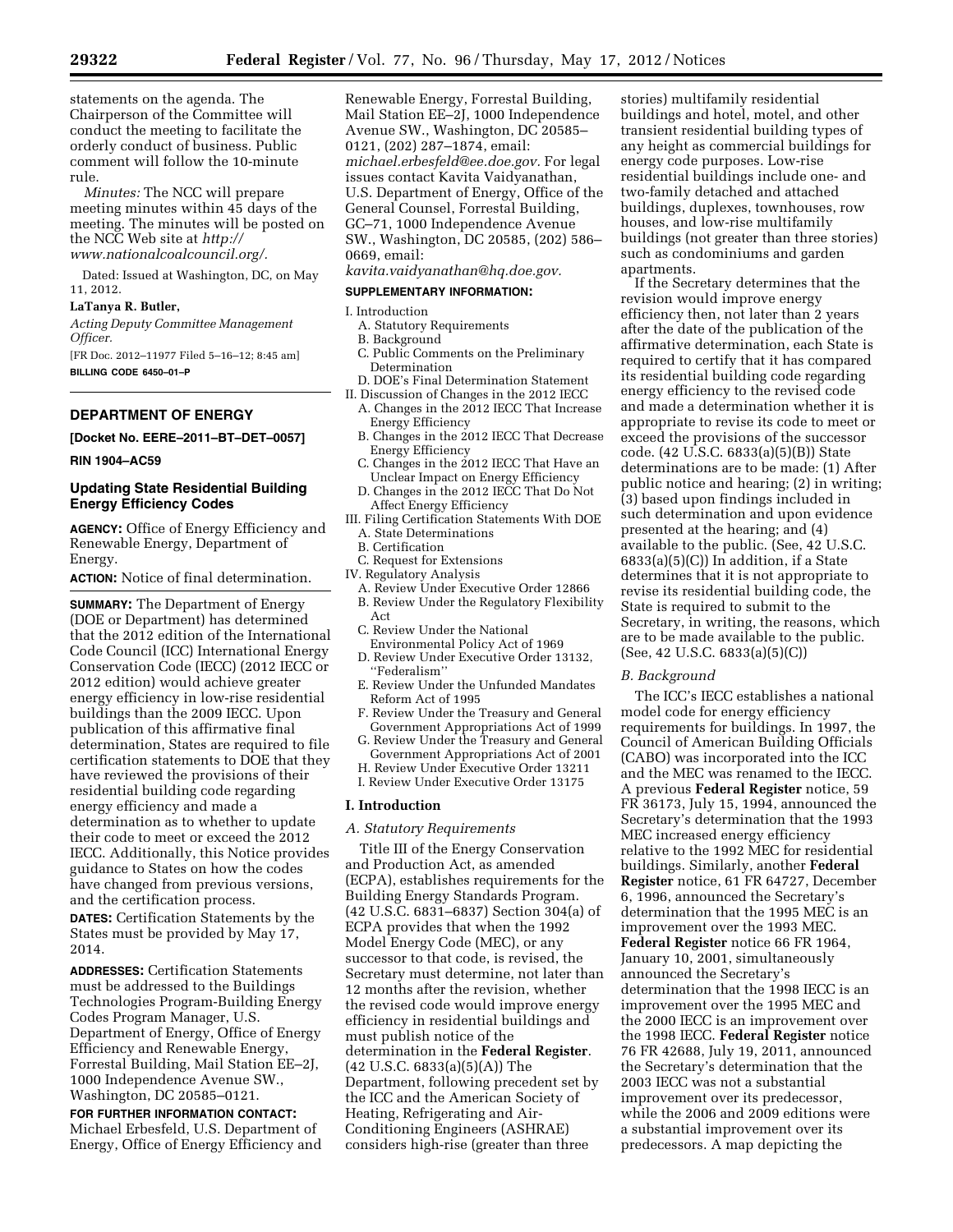statements on the agenda. The Chairperson of the Committee will conduct the meeting to facilitate the orderly conduct of business. Public comment will follow the 10-minute rule.

*Minutes:* The NCC will prepare meeting minutes within 45 days of the meeting. The minutes will be posted on the NCC Web site at *http://www.nationalcoalcouncil.org/.*

Dated: Issued at Washington, DC, on May 11, 2012.

**LaTanya R. Butler,**

*Acting Deputy Committee Management Officer.*

[FR Doc. 2012–11977 Filed 5–16–12; 8:45 am]

**BILLING CODE 6450–01–P**

---

## DEPARTMENT OF ENERGY

**[Docket No. EERE–2011–BT–DET–0057]**

**RIN 1904–AC59**

## Updating State Residential Building Energy Efficiency Codes

**AGENCY:** Office of Energy Efficiency and Renewable Energy, Department of Energy.

**ACTION:** Notice of final determination.

**SUMMARY:** The Department of Energy (DOE or Department) has determined that the 2012 edition of the International Code Council (ICC) International Energy Conservation Code (2012 IECC or 2012 edition) would achieve greater energy efficiency in low-rise residential buildings than the 2009 IECC. Upon publication of this affirmative final determination, States are required to file certification statements to DOE that they have reviewed the provisions of their residential building code regarding energy efficiency and made a determination as to whether to update their code to meet or exceed the 2012 IECC. Additionally, this Notice provides guidance to States on how the codes have changed from previous versions, and the certification process.

**DATES:** Certification Statements by the States must be provided by May 17, 2014.

**ADDRESSES:** Certification Statements must be addressed to the Buildings Technologies Program-Building Energy Codes Program Manager, U.S. Department of Energy, Office of Energy Efficiency and Renewable Energy, Forrestal Building, Mail Station EE–2J, 1000 Independence Avenue SW., Washington, DC 20585–0121.

**FOR FURTHER INFORMATION CONTACT:** Michael Erbesfeld, U.S. Department of Energy, Office of Energy Efficiency and Renewable Energy, Forrestal Building, Mail Station EE–2J, 1000 Independence Avenue SW., Washington, DC 20585–0121, (202) 287–1874, email: *michael.erbesfeld@ee.doe.gov.* For legal issues contact Kavita Vaidyanathan, U.S. Department of Energy, Office of the General Counsel, Forrestal Building, GC–71, 1000 Independence Avenue SW., Washington, DC 20585, (202) 586–0669, email: *kavita.vaidyanathan@hq.doe.gov.*

**SUPPLEMENTARY INFORMATION:**

I. Introduction
- A. Statutory Requirements
- B. Background
- C. Public Comments on the Preliminary Determination
- D. DOE's Final Determination Statement

II. Discussion of Changes in the 2012 IECC
- A. Changes in the 2012 IECC That Increase Energy Efficiency
- B. Changes in the 2012 IECC That Decrease Energy Efficiency
- C. Changes in the 2012 IECC That Have an Unclear Impact on Energy Efficiency
- D. Changes in the 2012 IECC That Do Not Affect Energy Efficiency

III. Filing Certification Statements With DOE
- A. State Determinations
- B. Certification
- C. Request for Extensions

IV. Regulatory Analysis
- A. Review Under Executive Order 12866
- B. Review Under the Regulatory Flexibility Act
- C. Review Under the National Environmental Policy Act of 1969
- D. Review Under Executive Order 13132, "Federalism"
- E. Review Under the Unfunded Mandates Reform Act of 1995
- F. Review Under the Treasury and General Government Appropriations Act of 1999
- G. Review Under the Treasury and General Government Appropriations Act of 2001
- H. Review Under Executive Order 13211
- I. Review Under Executive Order 13175

## I. Introduction

### *A. Statutory Requirements*

Title III of the Energy Conservation and Production Act, as amended (ECPA), establishes requirements for the Building Energy Standards Program. (42 U.S.C. 6831–6837) Section 304(a) of ECPA provides that when the 1992 Model Energy Code (MEC), or any successor to that code, is revised, the Secretary must determine, not later than 12 months after the revision, whether the revised code would improve energy efficiency in residential buildings and must publish notice of the determination in the **Federal Register**. (42 U.S.C. 6833(a)(5)(A)) The Department, following precedent set by the ICC and the American Society of Heating, Refrigerating and Air-Conditioning Engineers (ASHRAE) considers high-rise (greater than three stories) multifamily residential buildings and hotel, motel, and other transient residential building types of any height as commercial buildings for energy code purposes. Low-rise residential buildings include one- and two-family detached and attached buildings, duplexes, townhouses, row houses, and low-rise multifamily buildings (not greater than three stories) such as condominiums and garden apartments.

If the Secretary determines that the revision would improve energy efficiency then, not later than 2 years after the date of the publication of the affirmative determination, each State is required to certify that it has compared its residential building code regarding energy efficiency to the revised code and made a determination whether it is appropriate to revise its code to meet or exceed the provisions of the successor code. (42 U.S.C. 6833(a)(5)(B)) State determinations are to be made: (1) After public notice and hearing; (2) in writing; (3) based upon findings included in such determination and upon evidence presented at the hearing; and (4) available to the public. (See, 42 U.S.C. 6833(a)(5)(C)) In addition, if a State determines that it is not appropriate to revise its residential building code, the State is required to submit to the Secretary, in writing, the reasons, which are to be made available to the public. (See, 42 U.S.C. 6833(a)(5)(C))

### *B. Background*

The ICC's IECC establishes a national model code for energy efficiency requirements for buildings. In 1997, the Council of American Building Officials (CABO) was incorporated into the ICC and the MEC was renamed to the IECC. A previous **Federal Register** notice, 59 FR 36173, July 15, 1994, announced the Secretary's determination that the 1993 MEC increased energy efficiency relative to the 1992 MEC for residential buildings. Similarly, another **Federal Register** notice, 61 FR 64727, December 6, 1996, announced the Secretary's determination that the 1995 MEC is an improvement over the 1993 MEC. **Federal Register** notice 66 FR 1964, January 10, 2001, simultaneously announced the Secretary's determination that the 1998 IECC is an improvement over the 1995 MEC and the 2000 IECC is an improvement over the 1998 IECC. **Federal Register** notice 76 FR 42688, July 19, 2011, announced the Secretary's determination that the 2003 IECC was not a substantial improvement over its predecessor, while the 2006 and 2009 editions were a substantial improvement over its predecessors. A map depicting the